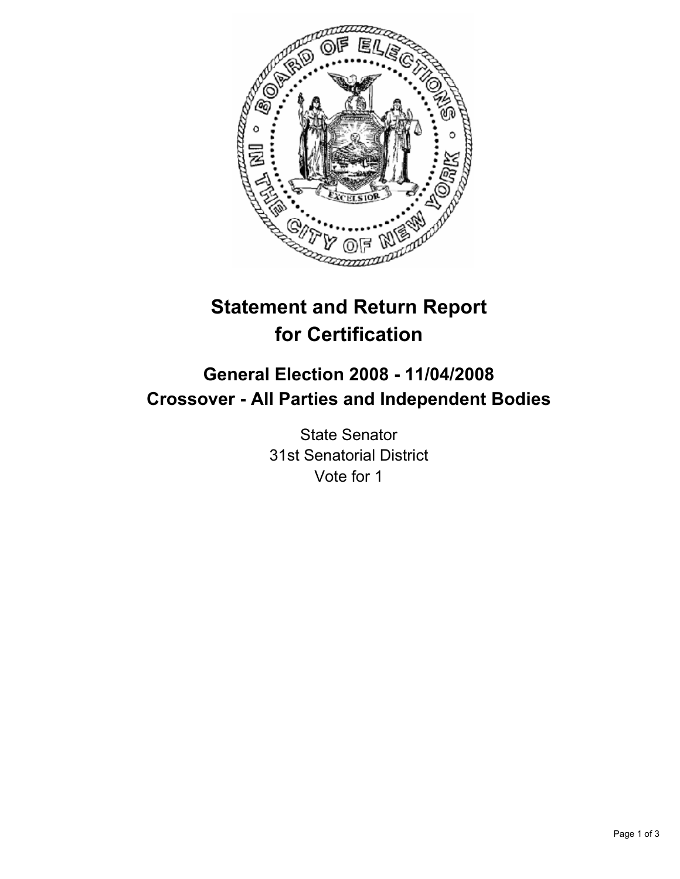# Statement and Return Report for Certification

## General Election 2008 - 11/04/2008
## Crossover - All Parties and Independent Bodies

State Senator
31st Senatorial District
Vote for 1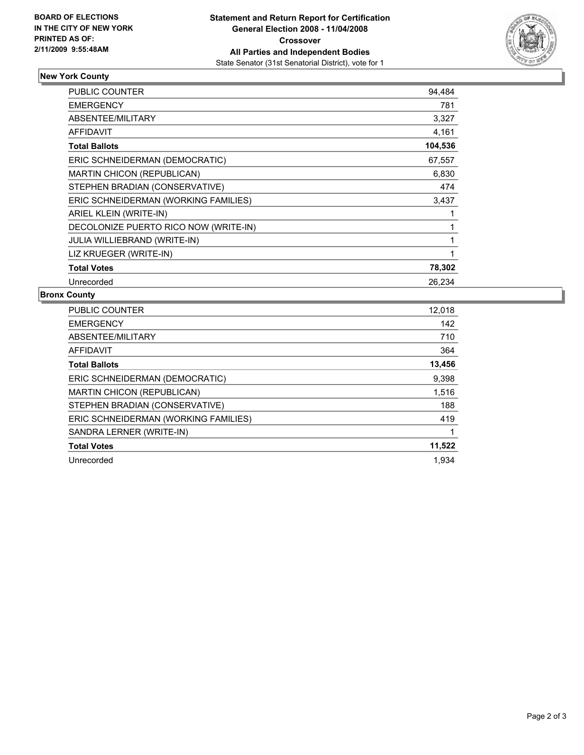**BOARD OF ELECTIONS IN THE CITY OF NEW YORK PRINTED AS OF: 2/11/2009 9:55:48AM**

# Statement and Return Report for Certification General Election 2008 - 11/04/2008 Crossover All Parties and Independent Bodies

State Senator (31st Senatorial District), vote for 1

## New York County

| | |
|---|---|
| PUBLIC COUNTER | 94,484 |
| EMERGENCY | 781 |
| ABSENTEE/MILITARY | 3,327 |
| AFFIDAVIT | 4,161 |
| **Total Ballots** | **104,536** |
| ERIC SCHNEIDERMAN (DEMOCRATIC) | 67,557 |
| MARTIN CHICON (REPUBLICAN) | 6,830 |
| STEPHEN BRADIAN (CONSERVATIVE) | 474 |
| ERIC SCHNEIDERMAN (WORKING FAMILIES) | 3,437 |
| ARIEL KLEIN (WRITE-IN) | 1 |
| DECOLONIZE PUERTO RICO NOW (WRITE-IN) | 1 |
| JULIA WILLIEBRAND (WRITE-IN) | 1 |
| LIZ KRUEGER (WRITE-IN) | 1 |
| **Total Votes** | **78,302** |
| Unrecorded | 26,234 |

## Bronx County

| | |
|---|---|
| PUBLIC COUNTER | 12,018 |
| EMERGENCY | 142 |
| ABSENTEE/MILITARY | 710 |
| AFFIDAVIT | 364 |
| **Total Ballots** | **13,456** |
| ERIC SCHNEIDERMAN (DEMOCRATIC) | 9,398 |
| MARTIN CHICON (REPUBLICAN) | 1,516 |
| STEPHEN BRADIAN (CONSERVATIVE) | 188 |
| ERIC SCHNEIDERMAN (WORKING FAMILIES) | 419 |
| SANDRA LERNER (WRITE-IN) | 1 |
| **Total Votes** | **11,522** |
| Unrecorded | 1,934 |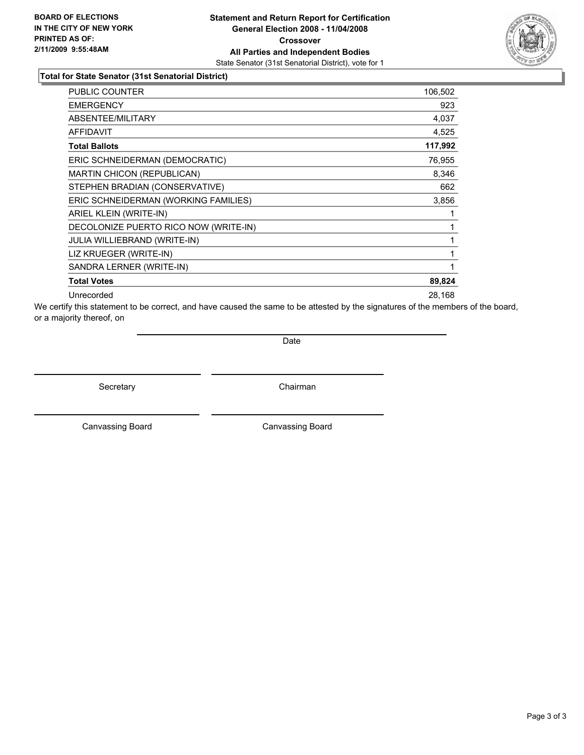**BOARD OF ELECTIONS IN THE CITY OF NEW YORK PRINTED AS OF: 2/11/2009 9:55:48AM**

**Statement and Return Report for Certification**
**General Election 2008 - 11/04/2008**
**Crossover**
**All Parties and Independent Bodies**
State Senator (31st Senatorial District), vote for 1

**Total for State Senator (31st Senatorial District)**

| | |
|---|---|
| PUBLIC COUNTER | 106,502 |
| EMERGENCY | 923 |
| ABSENTEE/MILITARY | 4,037 |
| AFFIDAVIT | 4,525 |
| **Total Ballots** | **117,992** |
| ERIC SCHNEIDERMAN (DEMOCRATIC) | 76,955 |
| MARTIN CHICON (REPUBLICAN) | 8,346 |
| STEPHEN BRADIAN (CONSERVATIVE) | 662 |
| ERIC SCHNEIDERMAN (WORKING FAMILIES) | 3,856 |
| ARIEL KLEIN (WRITE-IN) | 1 |
| DECOLONIZE PUERTO RICO NOW (WRITE-IN) | 1 |
| JULIA WILLIEBRAND (WRITE-IN) | 1 |
| LIZ KRUEGER (WRITE-IN) | 1 |
| SANDRA LERNER (WRITE-IN) | 1 |
| **Total Votes** | **89,824** |
| Unrecorded | 28,168 |

We certify this statement to be correct, and have caused the same to be attested by the signatures of the members of the board, or a majority thereof, on

Date

Secretary

Chairman

Canvassing Board

Canvassing Board